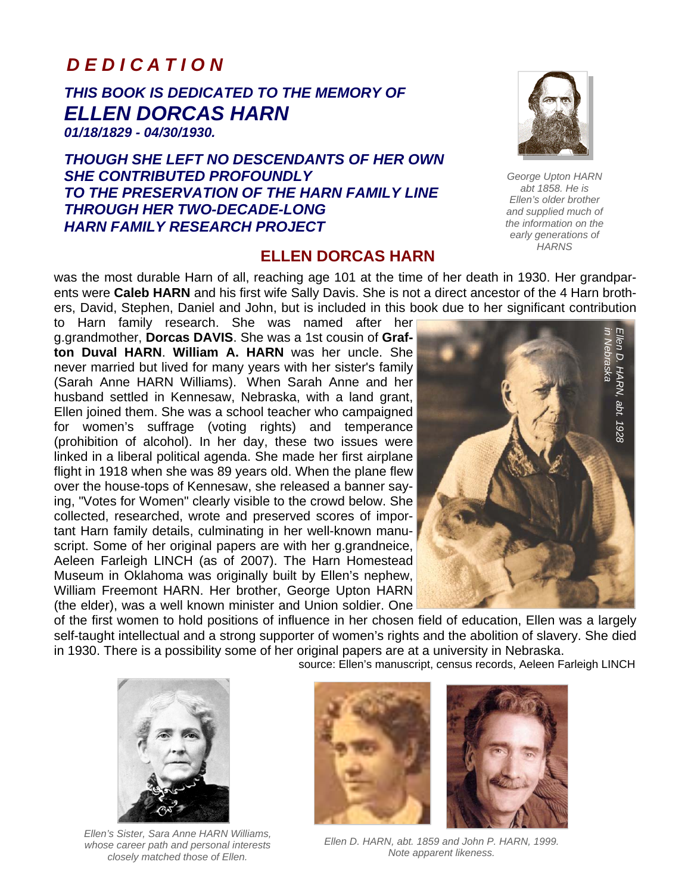# *DEDICATION*

## *THIS BOOK IS DEDICATED TO THE MEMORY OF*
# *ELLEN DORCAS HARN*
***01/18/1829 - 04/30/1930.***

***THOUGH SHE LEFT NO DESCENDANTS OF HER OWN***
***SHE CONTRIBUTED PROFOUNDLY***
***TO THE PRESERVATION OF THE HARN FAMILY LINE***
***THROUGH HER TWO-DECADE-LONG***
***HARN FAMILY RESEARCH PROJECT***

*George Upton HARN abt 1858. He is Ellen's older brother and supplied much of the information on the early generations of HARNS*

## ELLEN DORCAS HARN

was the most durable Harn of all, reaching age 101 at the time of her death in 1930. Her grandparents were **Caleb HARN** and his first wife Sally Davis. She is not a direct ancestor of the 4 Harn brothers, David, Stephen, Daniel and John, but is included in this book due to her significant contribution to Harn family research. She was named after her g.grandmother, **Dorcas DAVIS**. She was a 1st cousin of **Grafton Duval HARN**. **William A. HARN** was her uncle. She never married but lived for many years with her sister's family (Sarah Anne HARN Williams). When Sarah Anne and her husband settled in Kennesaw, Nebraska, with a land grant, Ellen joined them. She was a school teacher who campaigned for women's suffrage (voting rights) and temperance (prohibition of alcohol). In her day, these two issues were linked in a liberal political agenda. She made her first airplane flight in 1918 when she was 89 years old. When the plane flew over the house-tops of Kennesaw, she released a banner saying, "Votes for Women" clearly visible to the crowd below. She collected, researched, wrote and preserved scores of important Harn family details, culminating in her well-known manuscript. Some of her original papers are with her g.grandneice, Aeleen Farleigh LINCH (as of 2007). The Harn Homestead Museum in Oklahoma was originally built by Ellen's nephew, William Freemont HARN. Her brother, George Upton HARN (the elder), was a well known minister and Union soldier. One of the first women to hold positions of influence in her chosen field of education, Ellen was a largely self-taught intellectual and a strong supporter of women's rights and the abolition of slavery. She died in 1930. There is a possibility some of her original papers are at a university in Nebraska.

*Ellen D. HARN, abt. 1928 in Nebraska*

source: Ellen's manuscript, census records, Aeleen Farleigh LINCH

*Ellen's Sister, Sara Anne HARN Williams, whose career path and personal interests closely matched those of Ellen.*

*Ellen D. HARN, abt. 1859 and John P. HARN, 1999. Note apparent likeness.*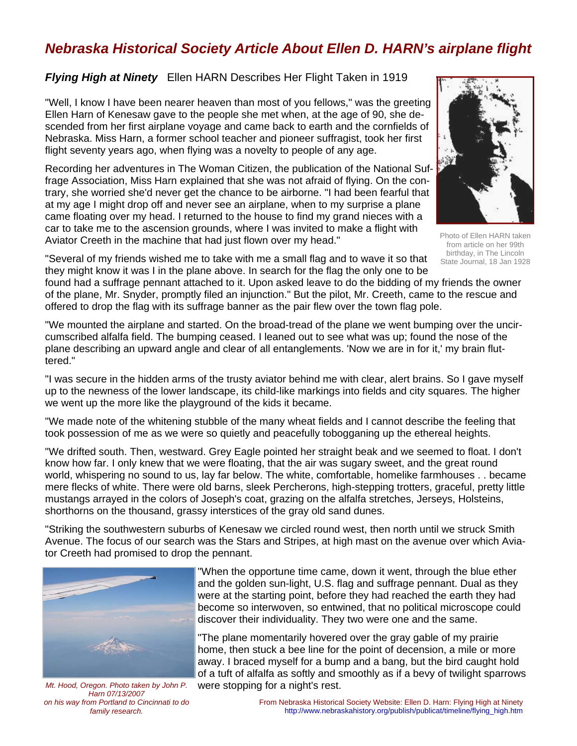# Nebraska Historical Society Article About Ellen D. HARN's airplane flight

***Flying High at Ninety*** Ellen HARN Describes Her Flight Taken in 1919

"Well, I know I have been nearer heaven than most of you fellows," was the greeting Ellen Harn of Kenesaw gave to the people she met when, at the age of 90, she descended from her first airplane voyage and came back to earth and the cornfields of Nebraska. Miss Harn, a former school teacher and pioneer suffragist, took her first flight seventy years ago, when flying was a novelty to people of any age.

Recording her adventures in The Woman Citizen, the publication of the National Suffrage Association, Miss Harn explained that she was not afraid of flying. On the contrary, she worried she'd never get the chance to be airborne. "I had been fearful that at my age I might drop off and never see an airplane, when to my surprise a plane came floating over my head. I returned to the house to find my grand nieces with a car to take me to the ascension grounds, where I was invited to make a flight with Aviator Creeth in the machine that had just flown over my head."

Photo of Ellen HARN taken from article on her 99th birthday, in The Lincoln State Journal, 18 Jan 1928

"Several of my friends wished me to take with me a small flag and to wave it so that they might know it was I in the plane above. In search for the flag the only one to be found had a suffrage pennant attached to it. Upon asked leave to do the bidding of my friends the owner of the plane, Mr. Snyder, promptly filed an injunction." But the pilot, Mr. Creeth, came to the rescue and offered to drop the flag with its suffrage banner as the pair flew over the town flag pole.

"We mounted the airplane and started. On the broad-tread of the plane we went bumping over the uncircumscribed alfalfa field. The bumping ceased. I leaned out to see what was up; found the nose of the plane describing an upward angle and clear of all entanglements. 'Now we are in for it,' my brain fluttered."

"I was secure in the hidden arms of the trusty aviator behind me with clear, alert brains. So I gave myself up to the newness of the lower landscape, its child-like markings into fields and city squares. The higher we went up the more like the playground of the kids it became.

"We made note of the whitening stubble of the many wheat fields and I cannot describe the feeling that took possession of me as we were so quietly and peacefully tobogganing up the ethereal heights.

"We drifted south. Then, westward. Grey Eagle pointed her straight beak and we seemed to float. I don't know how far. I only knew that we were floating, that the air was sugary sweet, and the great round world, whispering no sound to us, lay far below. The white, comfortable, homelike farmhouses . . became mere flecks of white. There were old barns, sleek Percherons, high-stepping trotters, graceful, pretty little mustangs arrayed in the colors of Joseph's coat, grazing on the alfalfa stretches, Jerseys, Holsteins, shorthorns on the thousand, grassy interstices of the gray old sand dunes.

"Striking the southwestern suburbs of Kenesaw we circled round west, then north until we struck Smith Avenue. The focus of our search was the Stars and Stripes, at high mast on the avenue over which Aviator Creeth had promised to drop the pennant.

*Mt. Hood, Oregon. Photo taken by John P. Harn 07/13/2007 on his way from Portland to Cincinnati to do family research.*

"When the opportune time came, down it went, through the blue ether and the golden sun-light, U.S. flag and suffrage pennant. Dual as they were at the starting point, before they had reached the earth they had become so interwoven, so entwined, that no political microscope could discover their individuality. They two were one and the same.

"The plane momentarily hovered over the gray gable of my prairie home, then stuck a bee line for the point of decension, a mile or more away. I braced myself for a bump and a bang, but the bird caught hold of a tuft of alfalfa as softly and smoothly as if a bevy of twilight sparrows were stopping for a night's rest.

From Nebraska Historical Society Website: Ellen D. Harn: Flying High at Ninety
http://www.nebraskahistory.org/publish/publicat/timeline/flying_high.htm